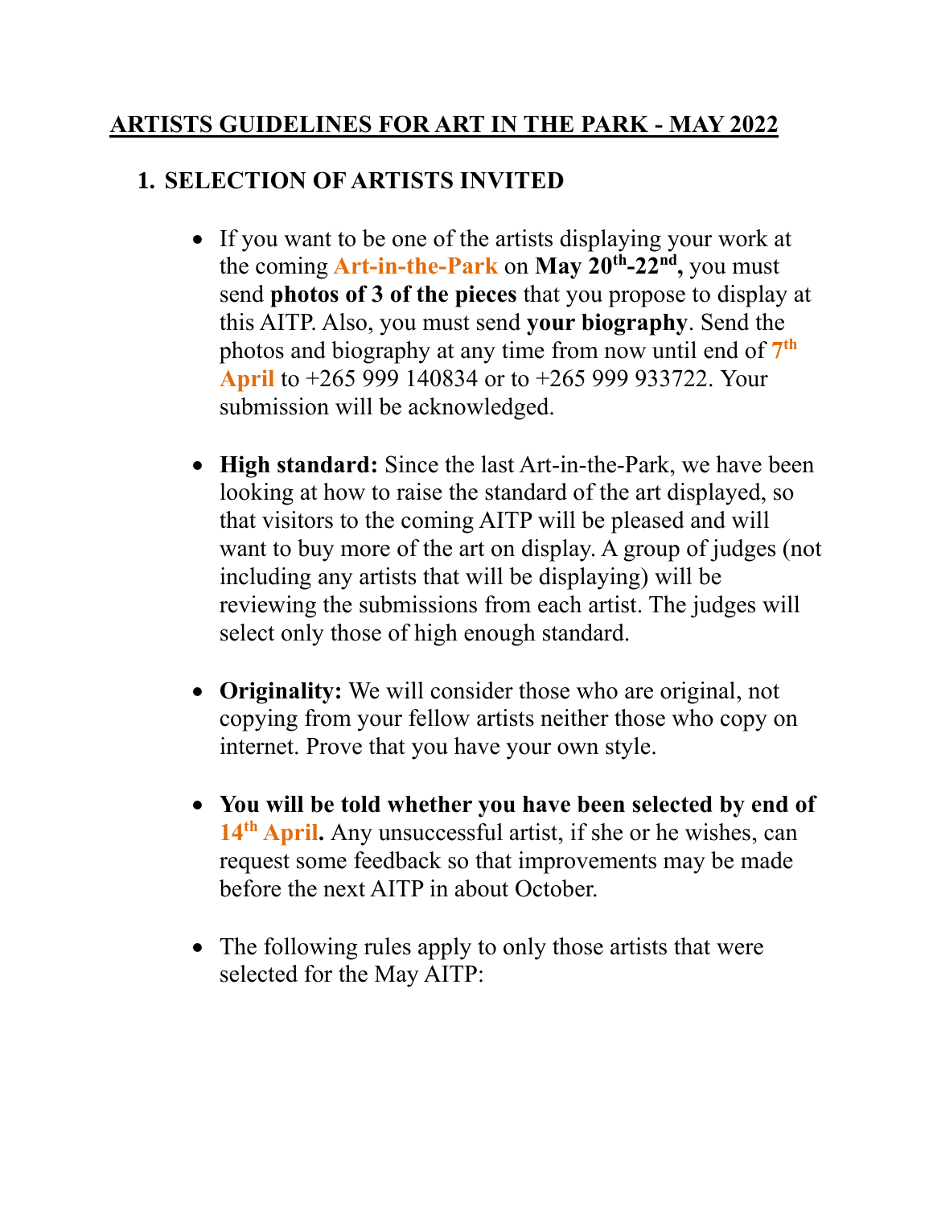# ARTISTS GUIDELINES FOR ART IN THE PARK - MAY 2022

## 1. SELECTION OF ARTISTS INVITED

- If you want to be one of the artists displaying your work at the coming **Art-in-the-Park** on **May 20th-22nd,** you must send **photos of 3 of the pieces** that you propose to display at this AITP. Also, you must send **your biography**. Send the photos and biography at any time from now until end of **7th April** to +265 999 140834 or to +265 999 933722. Your submission will be acknowledged.

- **High standard:** Since the last Art-in-the-Park, we have been looking at how to raise the standard of the art displayed, so that visitors to the coming AITP will be pleased and will want to buy more of the art on display. A group of judges (not including any artists that will be displaying) will be reviewing the submissions from each artist. The judges will select only those of high enough standard.

- **Originality:** We will consider those who are original, not copying from your fellow artists neither those who copy on internet. Prove that you have your own style.

- **You will be told whether you have been selected by end of 14th April.** Any unsuccessful artist, if she or he wishes, can request some feedback so that improvements may be made before the next AITP in about October.

- The following rules apply to only those artists that were selected for the May AITP: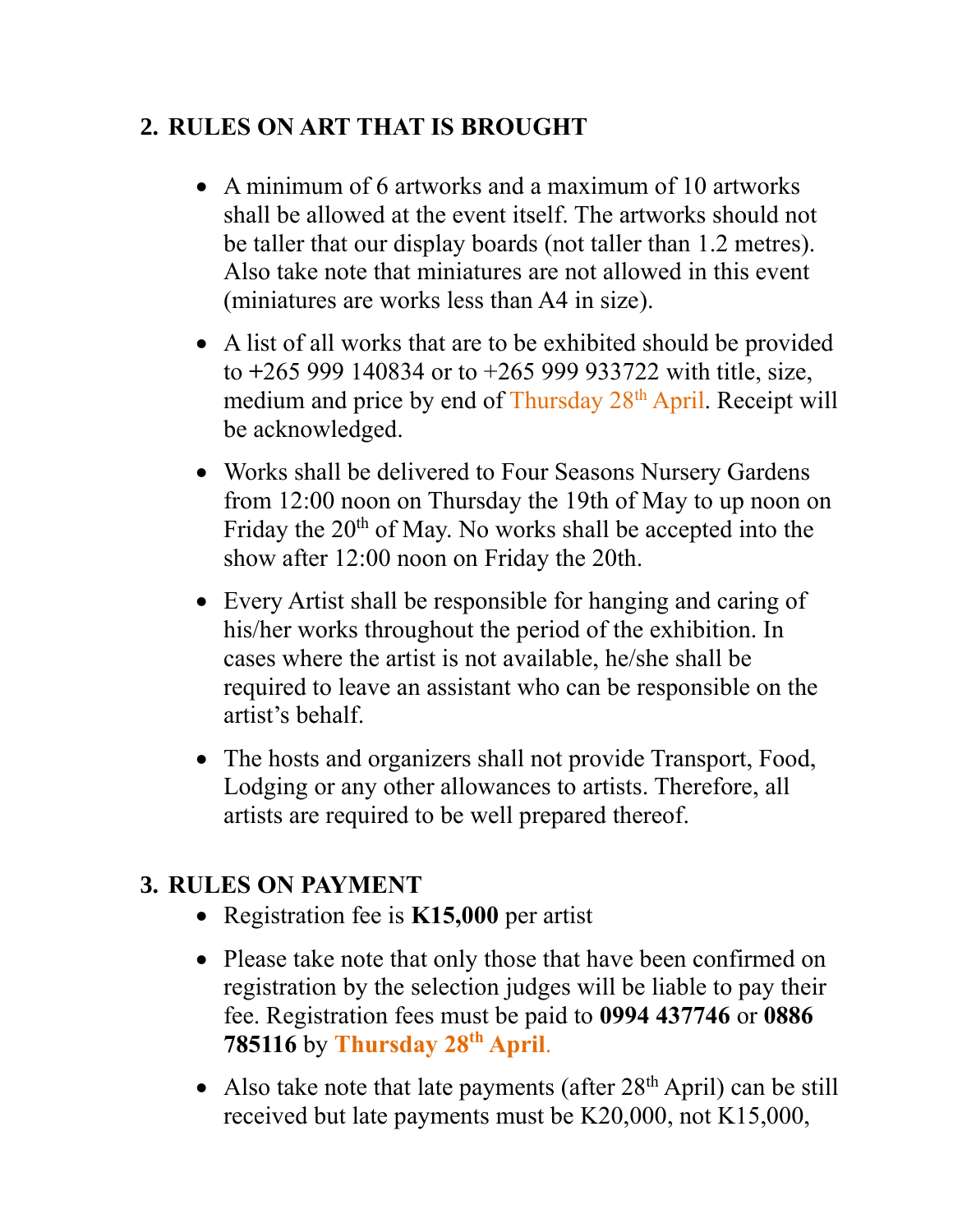## 2. RULES ON ART THAT IS BROUGHT

- A minimum of 6 artworks and a maximum of 10 artworks shall be allowed at the event itself. The artworks should not be taller that our display boards (not taller than 1.2 metres). Also take note that miniatures are not allowed in this event (miniatures are works less than A4 in size).
- A list of all works that are to be exhibited should be provided to +265 999 140834 or to +265 999 933722 with title, size, medium and price by end of Thursday 28th April. Receipt will be acknowledged.
- Works shall be delivered to Four Seasons Nursery Gardens from 12:00 noon on Thursday the 19th of May to up noon on Friday the 20th of May. No works shall be accepted into the show after 12:00 noon on Friday the 20th.
- Every Artist shall be responsible for hanging and caring of his/her works throughout the period of the exhibition. In cases where the artist is not available, he/she shall be required to leave an assistant who can be responsible on the artist's behalf.
- The hosts and organizers shall not provide Transport, Food, Lodging or any other allowances to artists. Therefore, all artists are required to be well prepared thereof.

## 3. RULES ON PAYMENT

- Registration fee is **K15,000** per artist
- Please take note that only those that have been confirmed on registration by the selection judges will be liable to pay their fee. Registration fees must be paid to **0994 437746** or **0886 785116** by **Thursday 28th April**.
- Also take note that late payments (after 28th April) can be still received but late payments must be K20,000, not K15,000,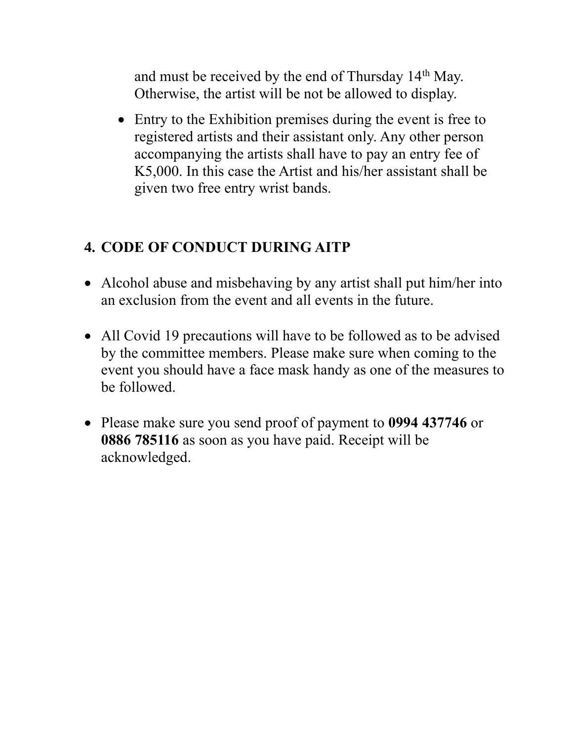and must be received by the end of Thursday 14th May. Otherwise, the artist will be not be allowed to display.

- Entry to the Exhibition premises during the event is free to registered artists and their assistant only. Any other person accompanying the artists shall have to pay an entry fee of K5,000. In this case the Artist and his/her assistant shall be given two free entry wrist bands.

## 4. CODE OF CONDUCT DURING AITP

- Alcohol abuse and misbehaving by any artist shall put him/her into an exclusion from the event and all events in the future.

- All Covid 19 precautions will have to be followed as to be advised by the committee members. Please make sure when coming to the event you should have a face mask handy as one of the measures to be followed.

- Please make sure you send proof of payment to **0994 437746** or **0886 785116** as soon as you have paid. Receipt will be acknowledged.